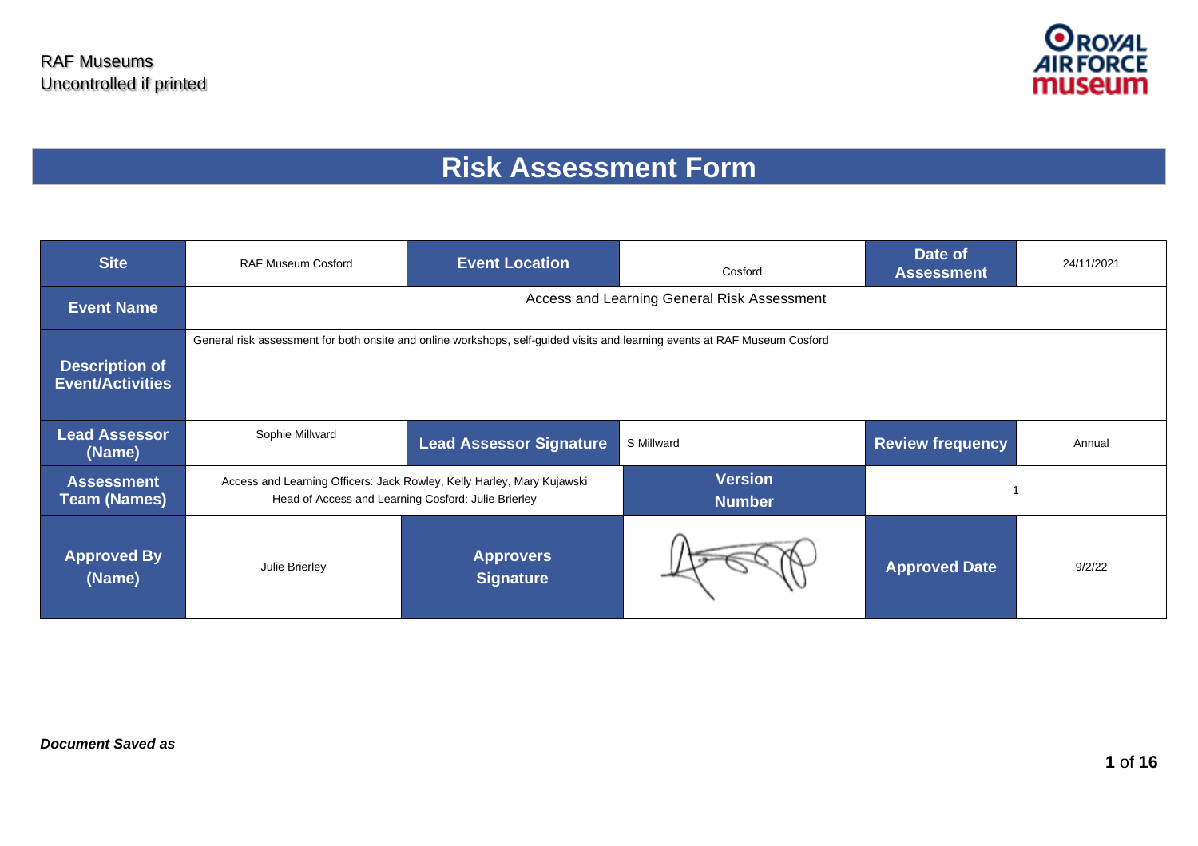RAF Museums
Uncontrolled if printed

# Risk Assessment Form

| Site | RAF Museum Cosford | Event Location | Cosford | Date of Assessment | 24/11/2021 |
|---|---|---|---|---|---|
| Event Name | Access and Learning General Risk Assessment | | | | |
| Description of Event/Activities | General risk assessment for both onsite and online workshops, self-guided visits and learning events at RAF Museum Cosford | | | | |
| Lead Assessor (Name) | Sophie Millward | Lead Assessor Signature | S Millward | Review frequency | Annual |
| Assessment Team (Names) | Access and Learning Officers: Jack Rowley, Kelly Harley, Mary Kujawski<br>Head of Access and Learning Cosford: Julie Brierley | | Version Number | 1 | |
| Approved By (Name) | Julie Brierley | Approvers Signature | [signature] | Approved Date | 9/2/22 |

***Document Saved as***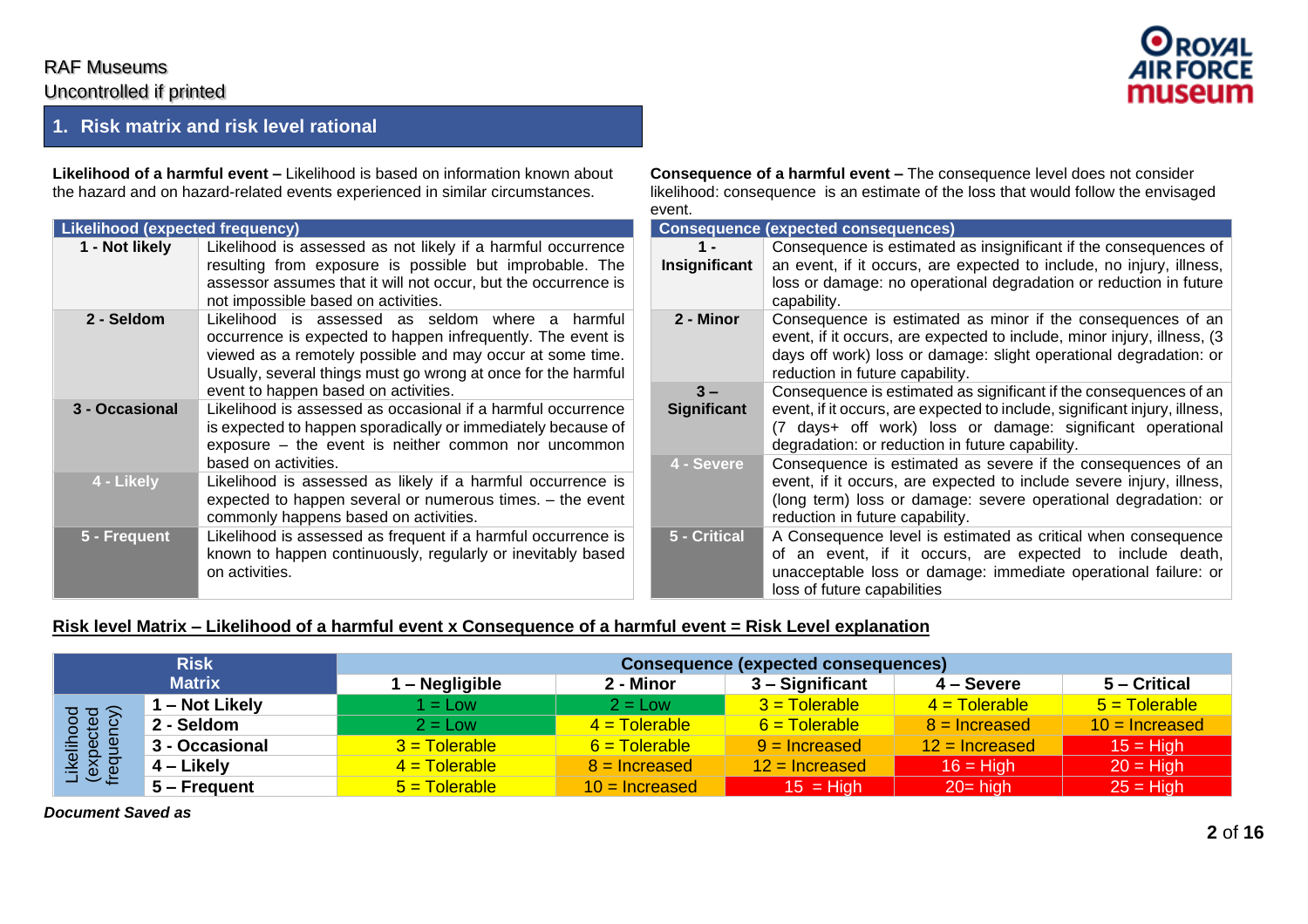## 1. Risk matrix and risk level rational

**Likelihood of a harmful event –** Likelihood is based on information known about the hazard and on hazard-related events experienced in similar circumstances.

| Likelihood (expected frequency) | |
|---|---|
| **1 - Not likely** | Likelihood is assessed as not likely if a harmful occurrence resulting from exposure is possible but improbable. The assessor assumes that it will not occur, but the occurrence is not impossible based on activities. |
| **2 - Seldom** | Likelihood is assessed as seldom where a harmful occurrence is expected to happen infrequently. The event is viewed as a remotely possible and may occur at some time. Usually, several things must go wrong at once for the harmful event to happen based on activities. |
| **3 - Occasional** | Likelihood is assessed as occasional if a harmful occurrence is expected to happen sporadically or immediately because of exposure – the event is neither common nor uncommon based on activities. |
| **4 - Likely** | Likelihood is assessed as likely if a harmful occurrence is expected to happen several or numerous times. – the event commonly happens based on activities. |
| **5 - Frequent** | Likelihood is assessed as frequent if a harmful occurrence is known to happen continuously, regularly or inevitably based on activities. |

**Consequence of a harmful event –** The consequence level does not consider likelihood: consequence is an estimate of the loss that would follow the envisaged event.

| Consequence (expected consequences) | |
|---|---|
| **1 - Insignificant** | Consequence is estimated as insignificant if the consequences of an event, if it occurs, are expected to include, no injury, illness, loss or damage: no operational degradation or reduction in future capability. |
| **2 - Minor** | Consequence is estimated as minor if the consequences of an event, if it occurs, are expected to include, minor injury, illness, (3 days off work) loss or damage: slight operational degradation: or reduction in future capability. |
| **3 – Significant** | Consequence is estimated as significant if the consequences of an event, if it occurs, are expected to include, significant injury, illness, (7 days+ off work) loss or damage: significant operational degradation: or reduction in future capability. |
| **4 - Severe** | Consequence is estimated as severe if the consequences of an event, if it occurs, are expected to include severe injury, illness, (long term) loss or damage: severe operational degradation: or reduction in future capability. |
| **5 - Critical** | A Consequence level is estimated as critical when consequence of an event, if it occurs, are expected to include death, unacceptable loss or damage: immediate operational failure: or loss of future capabilities |

**Risk level Matrix – Likelihood of a harmful event x Consequence of a harmful event = Risk Level explanation**

| Risk Matrix | | Consequence (expected consequences) | | | | |
|---|---|---|---|---|---|---|
| | | **1 – Negligible** | **2 - Minor** | **3 – Significant** | **4 – Severe** | **5 – Critical** |
| Likelihood (expected frequency) | **1 – Not Likely** | 1 = Low | 2 = Low | 3 = Tolerable | 4 = Tolerable | 5 = Tolerable |
| | **2 - Seldom** | 2 = Low | 4 = Tolerable | 6 = Tolerable | 8 = Increased | 10 = Increased |
| | **3 - Occasional** | 3 = Tolerable | 6 = Tolerable | 9 = Increased | 12 = Increased | 15 = High |
| | **4 – Likely** | 4 = Tolerable | 8 = Increased | 12 = Increased | 16 = High | 20 = High |
| | **5 – Frequent** | 5 = Tolerable | 10 = Increased | 15 = High | 20= high | 25 = High |

***Document Saved as***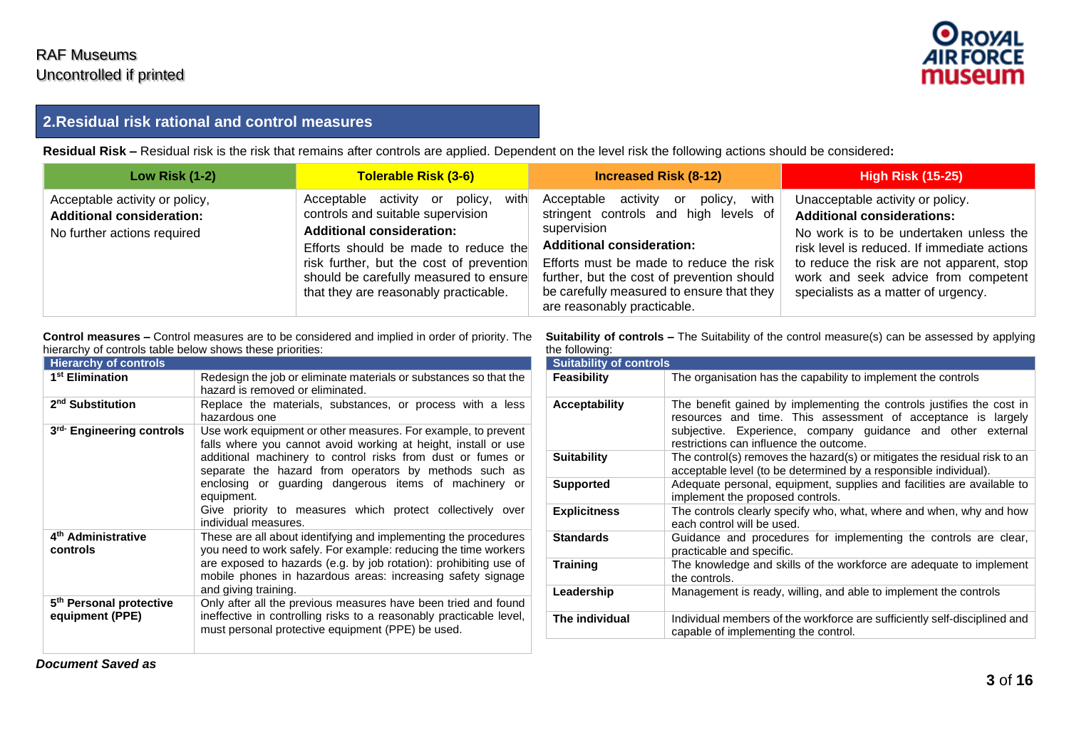## 2.Residual risk rational and control measures

**Residual Risk –** Residual risk is the risk that remains after controls are applied. Dependent on the level risk the following actions should be considered**:**

| Low Risk (1-2) | Tolerable Risk (3-6) | Increased Risk (8-12) | High Risk (15-25) |
|---|---|---|---|
| Acceptable activity or policy,<br>**Additional consideration:**<br>No further actions required | Acceptable activity or policy, with controls and suitable supervision<br>**Additional consideration:**<br>Efforts should be made to reduce the risk further, but the cost of prevention should be carefully measured to ensure that they are reasonably practicable. | Acceptable activity or policy, with stringent controls and high levels of supervision<br>**Additional consideration:**<br>Efforts must be made to reduce the risk further, but the cost of prevention should be carefully measured to ensure that they are reasonably practicable. | Unacceptable activity or policy.<br>**Additional considerations:**<br>No work is to be undertaken unless the risk level is reduced. If immediate actions to reduce the risk are not apparent, stop work and seek advice from competent specialists as a matter of urgency. |

**Control measures –** Control measures are to be considered and implied in order of priority. The hierarchy of controls table below shows these priorities:

| Hierarchy of controls | |
|---|---|
| **1st Elimination** | Redesign the job or eliminate materials or substances so that the hazard is removed or eliminated. |
| **2nd Substitution** | Replace the materials, substances, or process with a less hazardous one |
| **3rd- Engineering controls** | Use work equipment or other measures. For example, to prevent falls where you cannot avoid working at height, install or use additional machinery to control risks from dust or fumes or separate the hazard from operators by methods such as enclosing or guarding dangerous items of machinery or equipment.<br>Give priority to measures which protect collectively over individual measures. |
| **4th Administrative controls** | These are all about identifying and implementing the procedures you need to work safely. For example: reducing the time workers are exposed to hazards (e.g. by job rotation): prohibiting use of mobile phones in hazardous areas: increasing safety signage and giving training. |
| **5th Personal protective equipment (PPE)** | Only after all the previous measures have been tried and found ineffective in controlling risks to a reasonably practicable level, must personal protective equipment (PPE) be used. |

**Suitability of controls –** The Suitability of the control measure(s) can be assessed by applying the following:

| Suitability of controls | |
|---|---|
| **Feasibility** | The organisation has the capability to implement the controls |
| **Acceptability** | The benefit gained by implementing the controls justifies the cost in resources and time. This assessment of acceptance is largely subjective. Experience, company guidance and other external restrictions can influence the outcome. |
| **Suitability** | The control(s) removes the hazard(s) or mitigates the residual risk to an acceptable level (to be determined by a responsible individual). |
| **Supported** | Adequate personal, equipment, supplies and facilities are available to implement the proposed controls. |
| **Explicitness** | The controls clearly specify who, what, where and when, why and how each control will be used. |
| **Standards** | Guidance and procedures for implementing the controls are clear, practicable and specific. |
| **Training** | The knowledge and skills of the workforce are adequate to implement the controls. |
| **Leadership** | Management is ready, willing, and able to implement the controls |
| **The individual** | Individual members of the workforce are sufficiently self-disciplined and capable of implementing the control. |

***Document Saved as***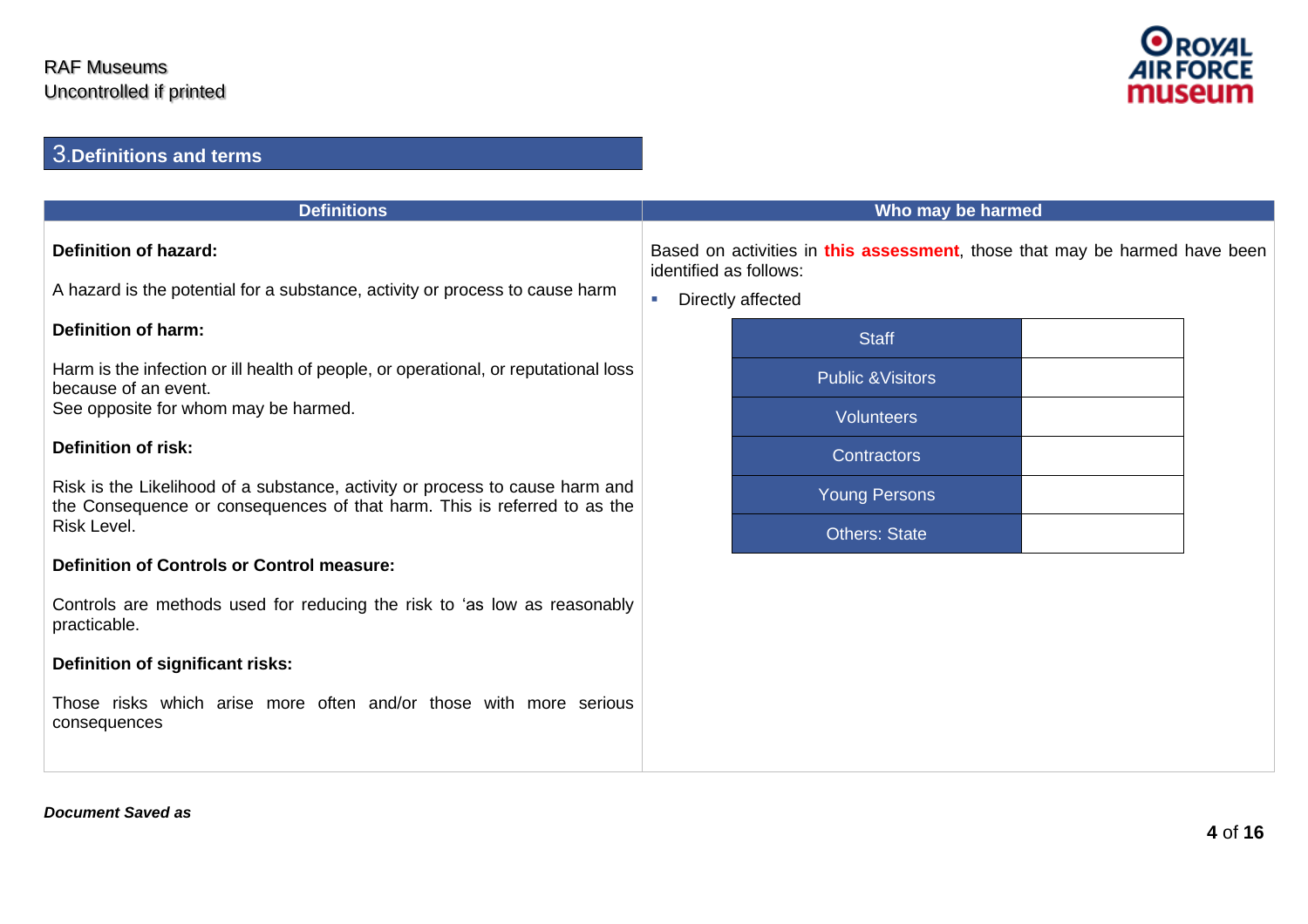## 3. Definitions and terms

### Definitions

**Definition of hazard:**

A hazard is the potential for a substance, activity or process to cause harm

**Definition of harm:**

Harm is the infection or ill health of people, or operational, or reputational loss because of an event.
See opposite for whom may be harmed.

**Definition of risk:**

Risk is the Likelihood of a substance, activity or process to cause harm and the Consequence or consequences of that harm. This is referred to as the Risk Level.

**Definition of Controls or Control measure:**

Controls are methods used for reducing the risk to 'as low as reasonably practicable.

**Definition of significant risks:**

Those risks which arise more often and/or those with more serious consequences

### Who may be harmed

Based on activities in **this assessment**, those that may be harmed have been identified as follows:

- Directly affected

| | |
|---|---|
| Staff | |
| Public &Visitors | |
| Volunteers | |
| Contractors | |
| Young Persons | |
| Others: State | |

***Document Saved as***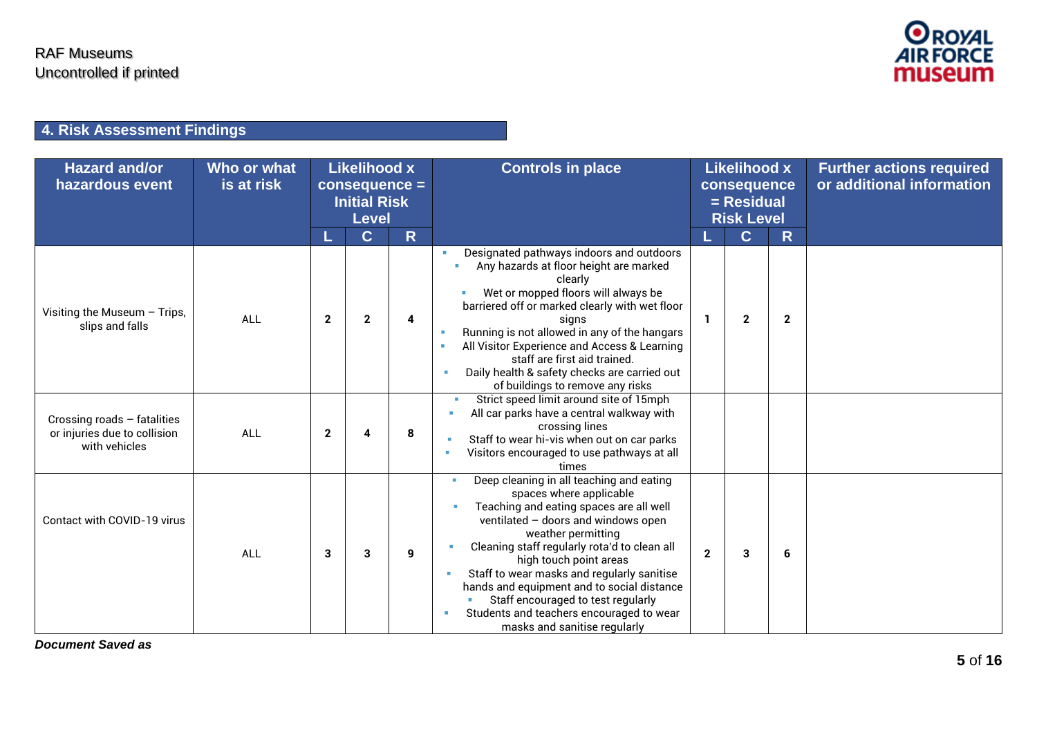## 4. Risk Assessment Findings

| Hazard and/or hazardous event | Who or what is at risk | Likelihood x consequence = Initial Risk Level | | | Controls in place | Likelihood x consequence = Residual Risk Level | | | Further actions required or additional information |
|---|---|---|---|---|---|---|---|---|---|
| | | L | C | R | | L | C | R | |
| Visiting the Museum – Trips, slips and falls | ALL | 2 | 2 | 4 | Designated pathways indoors and outdoors<br>Any hazards at floor height are marked clearly<br>Wet or mopped floors will always be barriered off or marked clearly with wet floor signs<br>Running is not allowed in any of the hangars<br>All Visitor Experience and Access & Learning staff are first aid trained.<br>Daily health & safety checks are carried out of buildings to remove any risks | 1 | 2 | 2 | |
| Crossing roads – fatalities or injuries due to collision with vehicles | ALL | 2 | 4 | 8 | Strict speed limit around site of 15mph<br>All car parks have a central walkway with crossing lines<br>Staff to wear hi-vis when out on car parks<br>Visitors encouraged to use pathways at all times | | | | |
| Contact with COVID-19 virus | ALL | 3 | 3 | 9 | Deep cleaning in all teaching and eating spaces where applicable<br>Teaching and eating spaces are all well ventilated – doors and windows open weather permitting<br>Cleaning staff regularly rota'd to clean all high touch point areas<br>Staff to wear masks and regularly sanitise hands and equipment and to social distance<br>Staff encouraged to test regularly<br>Students and teachers encouraged to wear masks and sanitise regularly | 2 | 3 | 6 | |

***Document Saved as***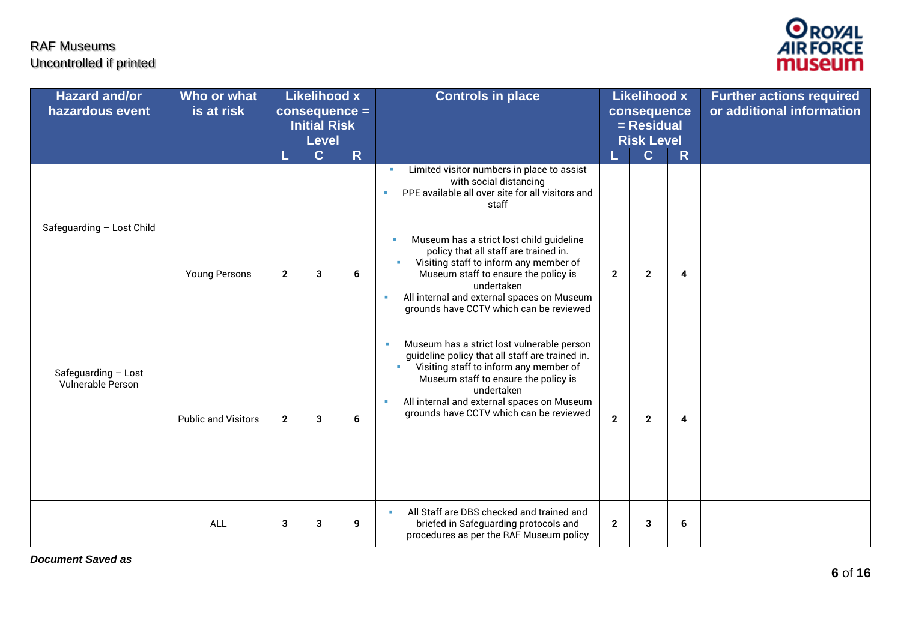| Hazard and/or hazardous event | Who or what is at risk | Likelihood x consequence = Initial Risk Level | | | Controls in place | Likelihood x consequence = Residual Risk Level | | | Further actions required or additional information |
|---|---|---|---|---|---|---|---|---|---|
| | | L | C | R | | L | C | R | |
| | | | | | ▪ Limited visitor numbers in place to assist with social distancing<br>▪ PPE available all over site for all visitors and staff | | | | |
| Safeguarding – Lost Child | Young Persons | 2 | 3 | 6 | ▪ Museum has a strict lost child guideline policy that all staff are trained in.<br>▪ Visiting staff to inform any member of Museum staff to ensure the policy is undertaken<br>▪ All internal and external spaces on Museum grounds have CCTV which can be reviewed | 2 | 2 | 4 | |
| Safeguarding – Lost Vulnerable Person | Public and Visitors | 2 | 3 | 6 | ▪ Museum has a strict lost vulnerable person guideline policy that all staff are trained in.<br>▪ Visiting staff to inform any member of Museum staff to ensure the policy is undertaken<br>▪ All internal and external spaces on Museum grounds have CCTV which can be reviewed | 2 | 2 | 4 | |
| | ALL | 3 | 3 | 9 | ▪ All Staff are DBS checked and trained and briefed in Safeguarding protocols and procedures as per the RAF Museum policy | 2 | 3 | 6 | |

***Document Saved as***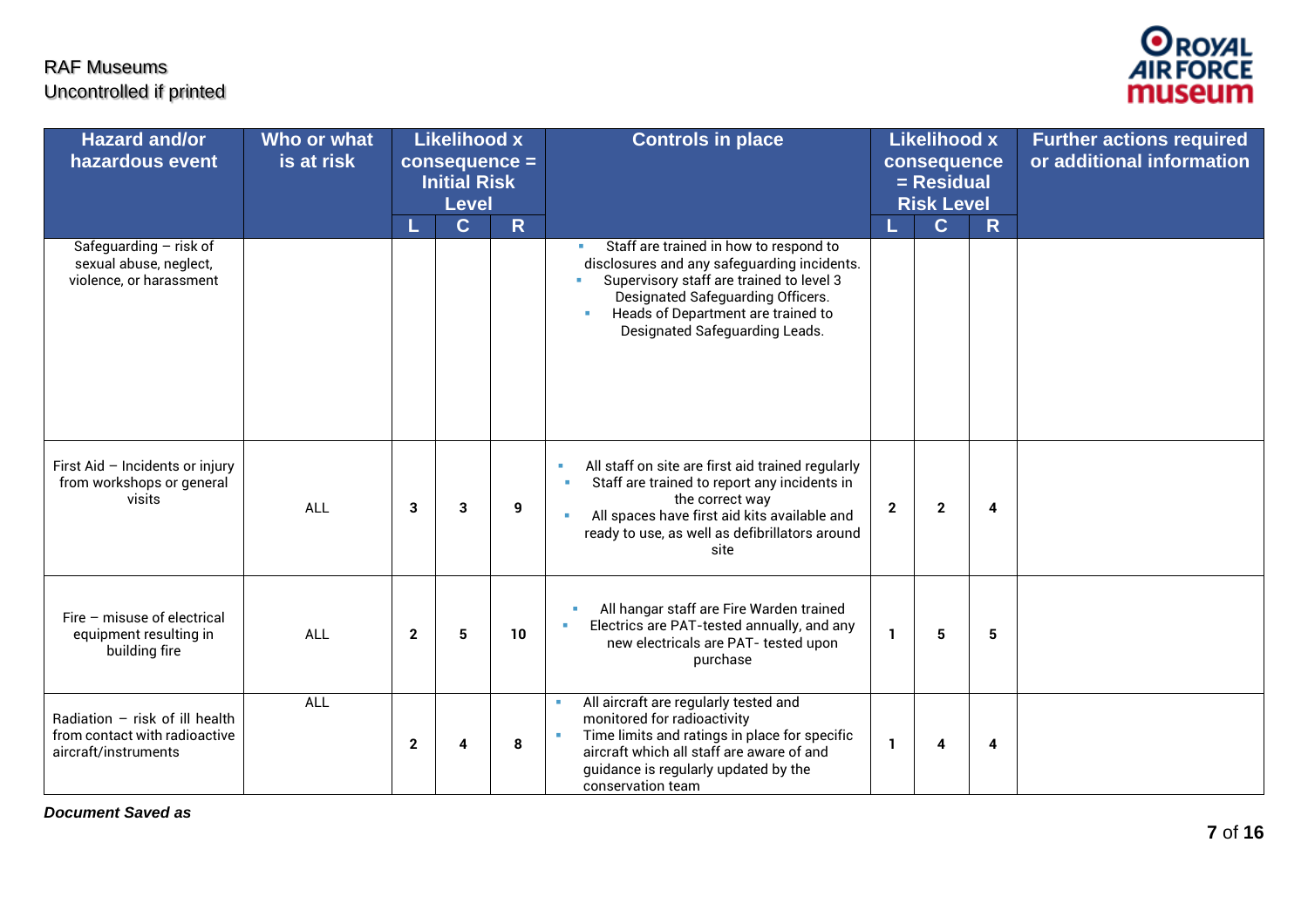| Hazard and/or hazardous event | Who or what is at risk | Likelihood x consequence = Initial Risk Level | | | Controls in place | Likelihood x consequence = Residual Risk Level | | | Further actions required or additional information |
|---|---|---|---|---|---|---|---|---|---|
| | | L | C | R | | L | C | R | |
| Safeguarding – risk of sexual abuse, neglect, violence, or harassment | | | | | ▪ Staff are trained in how to respond to disclosures and any safeguarding incidents.<br>▪ Supervisory staff are trained to level 3 Designated Safeguarding Officers.<br>▪ Heads of Department are trained to Designated Safeguarding Leads. | | | | |
| First Aid – Incidents or injury from workshops or general visits | ALL | 3 | 3 | 9 | ▪ All staff on site are first aid trained regularly<br>▪ Staff are trained to report any incidents in the correct way<br>▪ All spaces have first aid kits available and ready to use, as well as defibrillators around site | 2 | 2 | 4 | |
| Fire – misuse of electrical equipment resulting in building fire | ALL | 2 | 5 | 10 | ▪ All hangar staff are Fire Warden trained<br>▪ Electrics are PAT-tested annually, and any new electricals are PAT- tested upon purchase | 1 | 5 | 5 | |
| Radiation – risk of ill health from contact with radioactive aircraft/instruments | ALL | 2 | 4 | 8 | ▪ All aircraft are regularly tested and monitored for radioactivity<br>▪ Time limits and ratings in place for specific aircraft which all staff are aware of and guidance is regularly updated by the conservation team | 1 | 4 | 4 | |

***Document Saved as***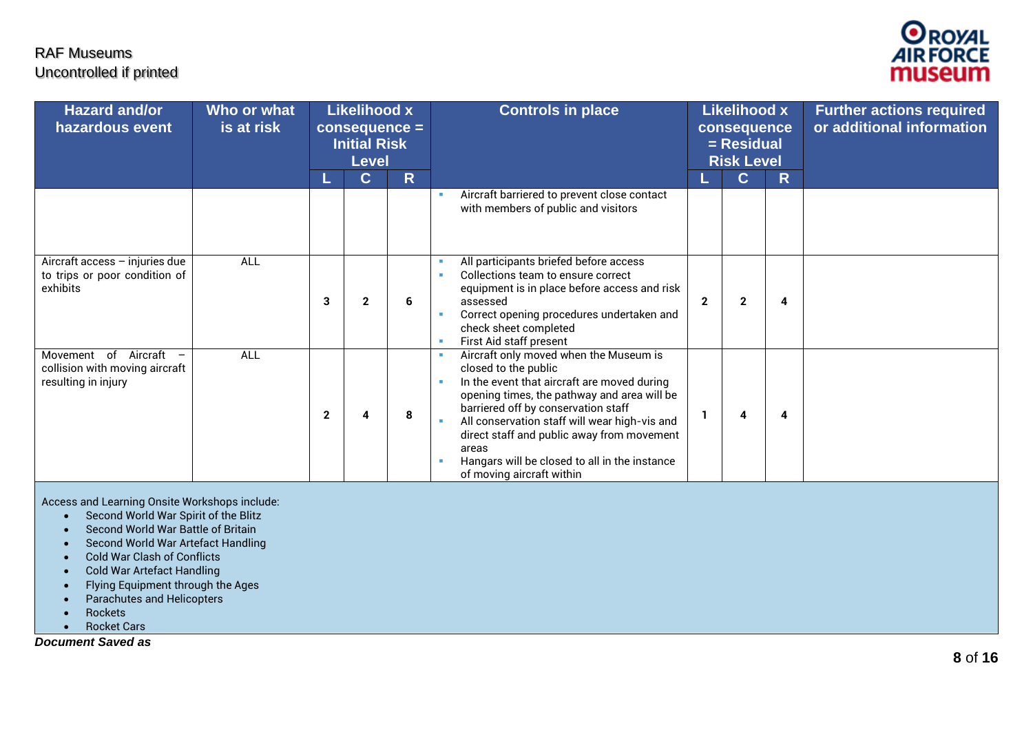| Hazard and/or hazardous event | Who or what is at risk | Likelihood x consequence = Initial Risk Level | | | Controls in place | Likelihood x consequence = Residual Risk Level | | | Further actions required or additional information |
|---|---|---|---|---|---|---|---|---|---|
| | | L | C | R | | L | C | R | |
| | | | | | ▪ Aircraft barriered to prevent close contact with members of public and visitors | | | | |
| Aircraft access – injuries due to trips or poor condition of exhibits | ALL | 3 | 2 | 6 | ▪ All participants briefed before access<br>▪ Collections team to ensure correct equipment is in place before access and risk assessed<br>▪ Correct opening procedures undertaken and check sheet completed<br>▪ First Aid staff present | 2 | 2 | 4 | |
| Movement of Aircraft – collision with moving aircraft resulting in injury | ALL | 2 | 4 | 8 | ▪ Aircraft only moved when the Museum is closed to the public<br>▪ In the event that aircraft are moved during opening times, the pathway and area will be barriered off by conservation staff<br>▪ All conservation staff will wear high-vis and direct staff and public away from movement areas<br>▪ Hangars will be closed to all in the instance of moving aircraft within | 1 | 4 | 4 | |

Access and Learning Onsite Workshops include:

- Second World War Spirit of the Blitz
- Second World War Battle of Britain
- Second World War Artefact Handling
- Cold War Clash of Conflicts
- Cold War Artefact Handling
- Flying Equipment through the Ages
- Parachutes and Helicopters
- Rockets
- Rocket Cars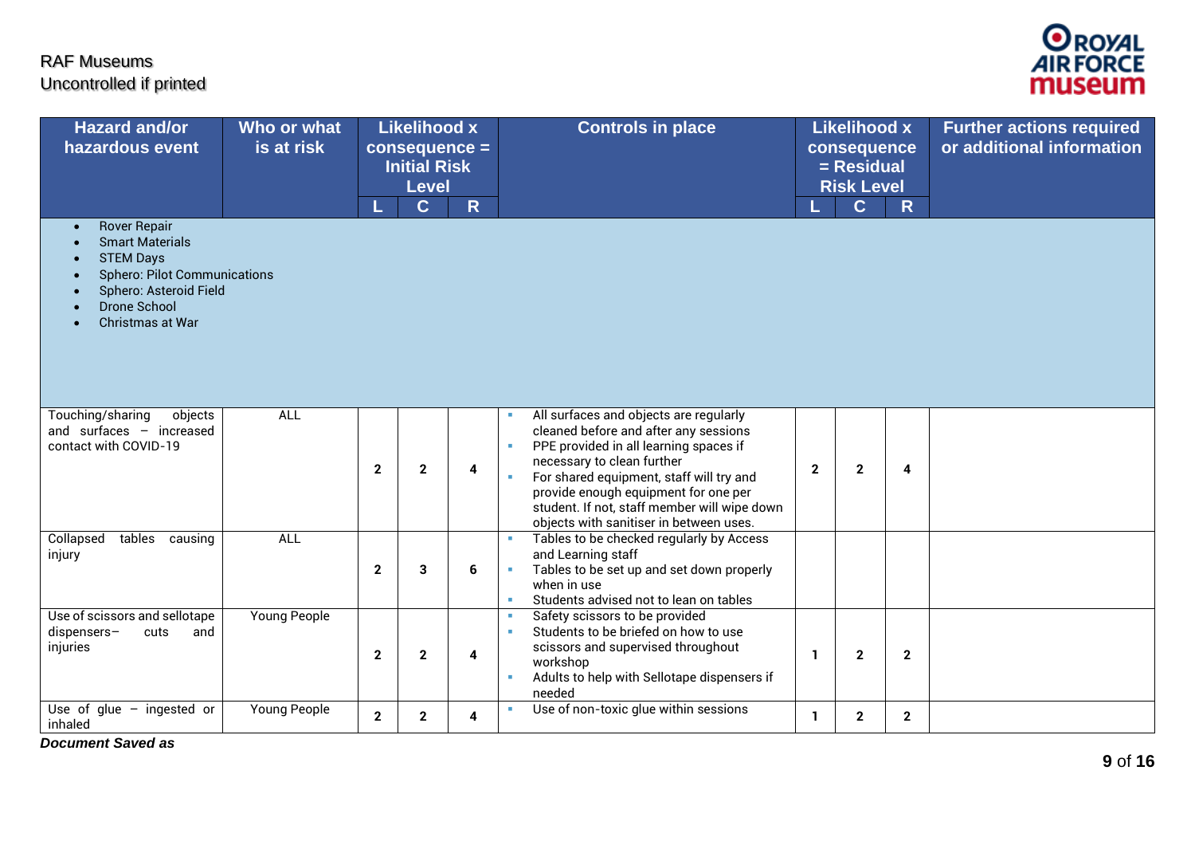| Hazard and/or hazardous event | Who or what is at risk | Likelihood x consequence = Initial Risk Level | | | Controls in place | Likelihood x consequence = Residual Risk Level | | | Further actions required or additional information |
|---|---|---|---|---|---|---|---|---|---|
| | | L | C | R | | L | C | R | |
| • Rover Repair<br>• Smart Materials<br>• STEM Days<br>• Sphero: Pilot Communications<br>• Sphero: Asteroid Field<br>• Drone School<br>• Christmas at War | | | | | | | | | |
| Touching/sharing objects and surfaces – increased contact with COVID-19 | ALL | 2 | 2 | 4 | ▪ All surfaces and objects are regularly cleaned before and after any sessions<br>▪ PPE provided in all learning spaces if necessary to clean further<br>▪ For shared equipment, staff will try and provide enough equipment for one per student. If not, staff member will wipe down objects with sanitiser in between uses. | 2 | 2 | 4 | |
| Collapsed tables causing injury | ALL | 2 | 3 | 6 | ▪ Tables to be checked regularly by Access and Learning staff<br>▪ Tables to be set up and set down properly when in use<br>▪ Students advised not to lean on tables | | | | |
| Use of scissors and sellotape dispensers– cuts and injuries | Young People | 2 | 2 | 4 | ▪ Safety scissors to be provided<br>▪ Students to be briefed on how to use scissors and supervised throughout workshop<br>▪ Adults to help with Sellotape dispensers if needed | 1 | 2 | 2 | |
| Use of glue – ingested or inhaled | Young People | 2 | 2 | 4 | ▪ Use of non-toxic glue within sessions | 1 | 2 | 2 | |

***Document Saved as***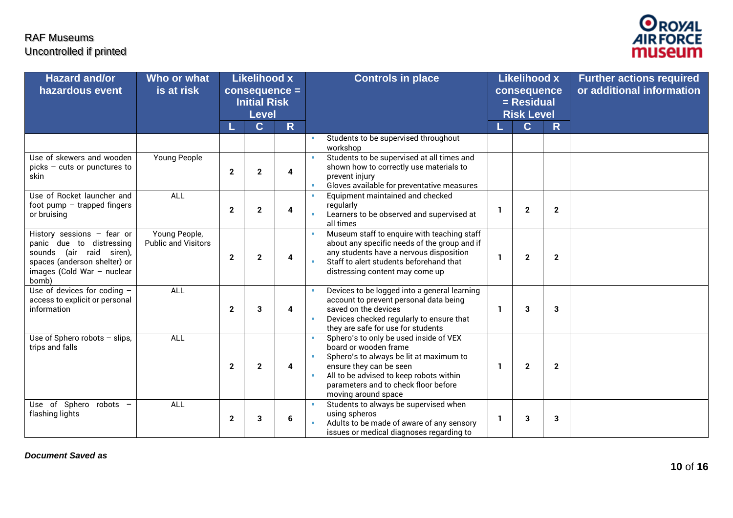| Hazard and/or hazardous event | Who or what is at risk | Likelihood x consequence = Initial Risk Level | | | Controls in place | Likelihood x consequence = Residual Risk Level | | | Further actions required or additional information |
|---|---|---|---|---|---|---|---|---|---|
| | | L | C | R | | L | C | R | |
| | | | | | ▪ Students to be supervised throughout workshop | | | | |
| Use of skewers and wooden picks – cuts or punctures to skin | Young People | 2 | 2 | 4 | ▪ Students to be supervised at all times and shown how to correctly use materials to prevent injury<br>▪ Gloves available for preventative measures | | | | |
| Use of Rocket launcher and foot pump – trapped fingers or bruising | ALL | 2 | 2 | 4 | ▪ Equipment maintained and checked regularly<br>▪ Learners to be observed and supervised at all times | 1 | 2 | 2 | |
| History sessions – fear or panic due to distressing sounds (air raid siren), spaces (anderson shelter) or images (Cold War – nuclear bomb) | Young People, Public and Visitors | 2 | 2 | 4 | ▪ Museum staff to enquire with teaching staff about any specific needs of the group and if any students have a nervous disposition<br>▪ Staff to alert students beforehand that distressing content may come up | 1 | 2 | 2 | |
| Use of devices for coding – access to explicit or personal information | ALL | 2 | 3 | 4 | ▪ Devices to be logged into a general learning account to prevent personal data being saved on the devices<br>▪ Devices checked regularly to ensure that they are safe for use for students | 1 | 3 | 3 | |
| Use of Sphero robots – slips, trips and falls | ALL | 2 | 2 | 4 | ▪ Sphero's to only be used inside of VEX board or wooden frame<br>▪ Sphero's to always be lit at maximum to ensure they can be seen<br>▪ All to be advised to keep robots within parameters and to check floor before moving around space | 1 | 2 | 2 | |
| Use of Sphero robots – flashing lights | ALL | 2 | 3 | 6 | ▪ Students to always be supervised when using spheros<br>▪ Adults to be made of aware of any sensory issues or medical diagnoses regarding to | 1 | 3 | 3 | |

***Document Saved as***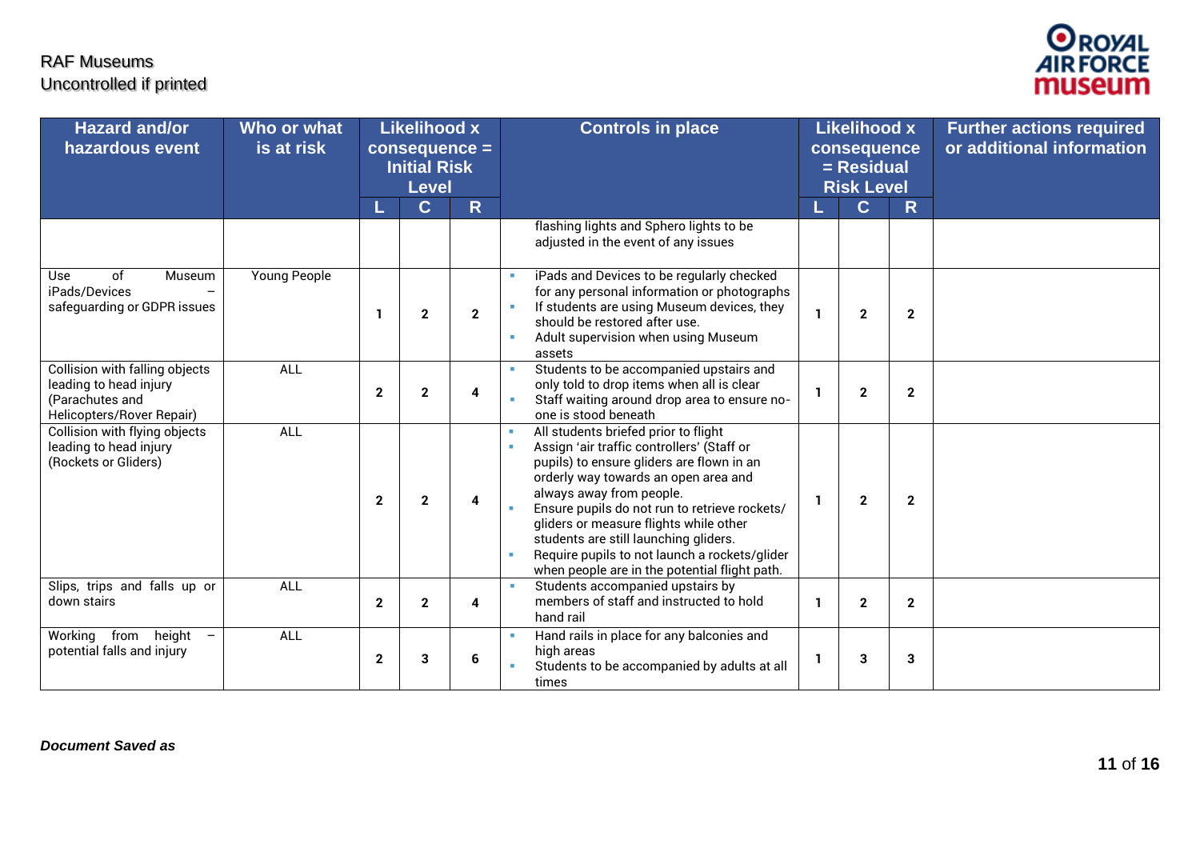| Hazard and/or hazardous event | Who or what is at risk | Likelihood x consequence = Initial Risk Level | | | Controls in place | Likelihood x consequence = Residual Risk Level | | | Further actions required or additional information |
|---|---|---|---|---|---|---|---|---|---|
| | | L | C | R | | L | C | R | |
| | | | | | flashing lights and Sphero lights to be adjusted in the event of any issues | | | | |
| Use of Museum iPads/Devices – safeguarding or GDPR issues | Young People | 1 | 2 | 2 | ▪ iPads and Devices to be regularly checked for any personal information or photographs<br>▪ If students are using Museum devices, they should be restored after use.<br>▪ Adult supervision when using Museum assets | 1 | 2 | 2 | |
| Collision with falling objects leading to head injury (Parachutes and Helicopters/Rover Repair) | ALL | 2 | 2 | 4 | ▪ Students to be accompanied upstairs and only told to drop items when all is clear<br>▪ Staff waiting around drop area to ensure no-one is stood beneath | 1 | 2 | 2 | |
| Collision with flying objects leading to head injury (Rockets or Gliders) | ALL | 2 | 2 | 4 | ▪ All students briefed prior to flight<br>▪ Assign 'air traffic controllers' (Staff or pupils) to ensure gliders are flown in an orderly way towards an open area and always away from people.<br>▪ Ensure pupils do not run to retrieve rockets/ gliders or measure flights while other students are still launching gliders.<br>▪ Require pupils to not launch a rockets/glider when people are in the potential flight path. | 1 | 2 | 2 | |
| Slips, trips and falls up or down stairs | ALL | 2 | 2 | 4 | ▪ Students accompanied upstairs by members of staff and instructed to hold hand rail | 1 | 2 | 2 | |
| Working from height – potential falls and injury | ALL | 2 | 3 | 6 | ▪ Hand rails in place for any balconies and high areas<br>▪ Students to be accompanied by adults at all times | 1 | 3 | 3 | |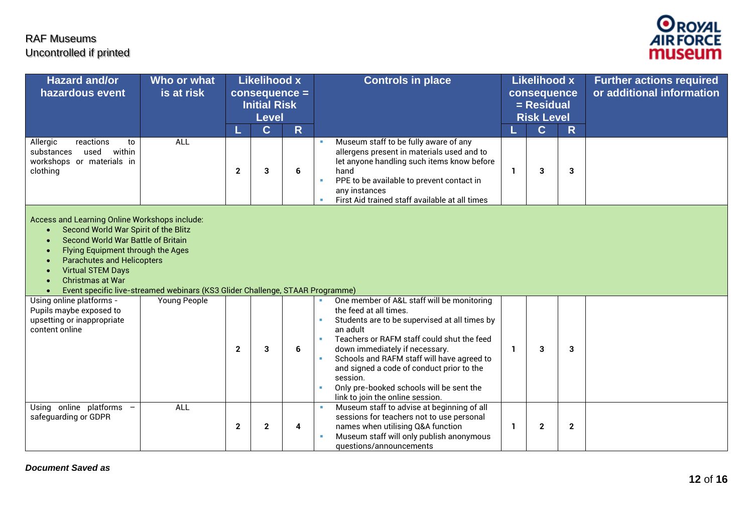| Hazard and/or hazardous event | Who or what is at risk | Likelihood x consequence = Initial Risk Level | | | Controls in place | Likelihood x consequence = Residual Risk Level | | | Further actions required or additional information |
|---|---|---|---|---|---|---|---|---|---|
| | | L | C | R | | L | C | R | |
| Allergic reactions to substances used within workshops or materials in clothing | ALL | 2 | 3 | 6 | ▪ Museum staff to be fully aware of any allergens present in materials used and to let anyone handling such items know before hand<br>▪ PPE to be available to prevent contact in any instances<br>▪ First Aid trained staff available at all times | 1 | 3 | 3 | |
| Access and Learning Online Workshops include:<br>• Second World War Spirit of the Blitz<br>• Second World War Battle of Britain<br>• Flying Equipment through the Ages<br>• Parachutes and Helicopters<br>• Virtual STEM Days<br>• Christmas at War<br>• Event specific live-streamed webinars (KS3 Glider Challenge, STAAR Programme) | | | | | | | | | |
| Using online platforms - Pupils maybe exposed to upsetting or inappropriate content online | Young People | 2 | 3 | 6 | ▪ One member of A&L staff will be monitoring the feed at all times.<br>▪ Students are to be supervised at all times by an adult<br>▪ Teachers or RAFM staff could shut the feed down immediately if necessary.<br>▪ Schools and RAFM staff will have agreed to and signed a code of conduct prior to the session.<br>▪ Only pre-booked schools will be sent the link to join the online session. | 1 | 3 | 3 | |
| Using online platforms – safeguarding or GDPR | ALL | 2 | 2 | 4 | ▪ Museum staff to advise at beginning of all sessions for teachers not to use personal names when utilising Q&A function<br>▪ Museum staff will only publish anonymous questions/announcements | 1 | 2 | 2 | |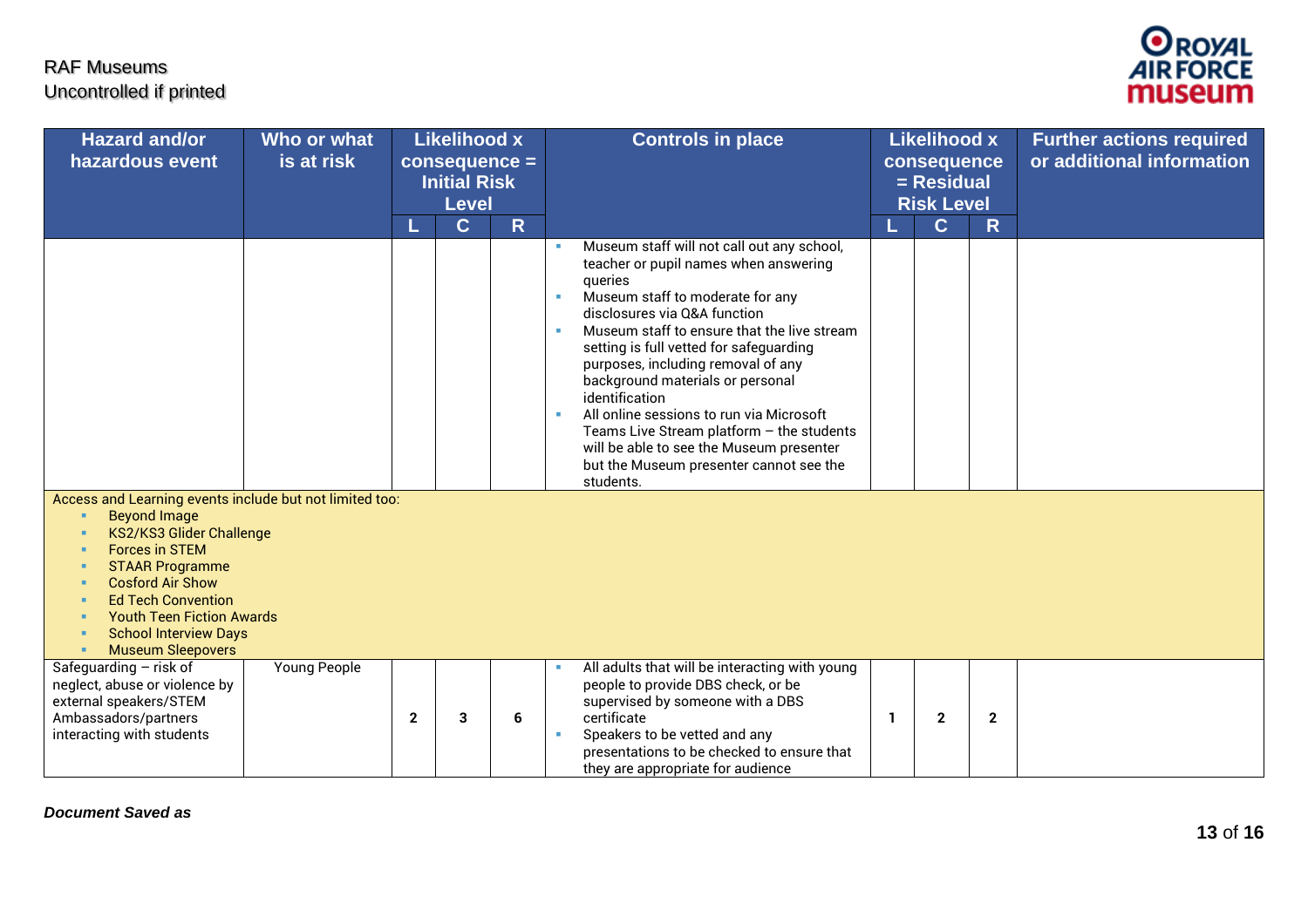| Hazard and/or hazardous event | Who or what is at risk | Likelihood x consequence = Initial Risk Level | | | Controls in place | Likelihood x consequence = Residual Risk Level | | | Further actions required or additional information |
|---|---|---|---|---|---|---|---|---|---|
| | | L | C | R | | L | C | R | |
| | | | | | ▪ Museum staff will not call out any school, teacher or pupil names when answering queries<br>▪ Museum staff to moderate for any disclosures via Q&A function<br>▪ Museum staff to ensure that the live stream setting is full vetted for safeguarding purposes, including removal of any background materials or personal identification<br>▪ All online sessions to run via Microsoft Teams Live Stream platform – the students will be able to see the Museum presenter but the Museum presenter cannot see the students. | | | | |
| Access and Learning events include but not limited too:<br>▪ Beyond Image<br>▪ KS2/KS3 Glider Challenge<br>▪ Forces in STEM<br>▪ STAAR Programme<br>▪ Cosford Air Show<br>▪ Ed Tech Convention<br>▪ Youth Teen Fiction Awards<br>▪ School Interview Days<br>▪ Museum Sleepovers | | | | | | | | | |
| Safeguarding – risk of neglect, abuse or violence by external speakers/STEM Ambassadors/partners interacting with students | Young People | 2 | 3 | 6 | ▪ All adults that will be interacting with young people to provide DBS check, or be supervised by someone with a DBS certificate<br>▪ Speakers to be vetted and any presentations to be checked to ensure that they are appropriate for audience | 1 | 2 | 2 | |

***Document Saved as***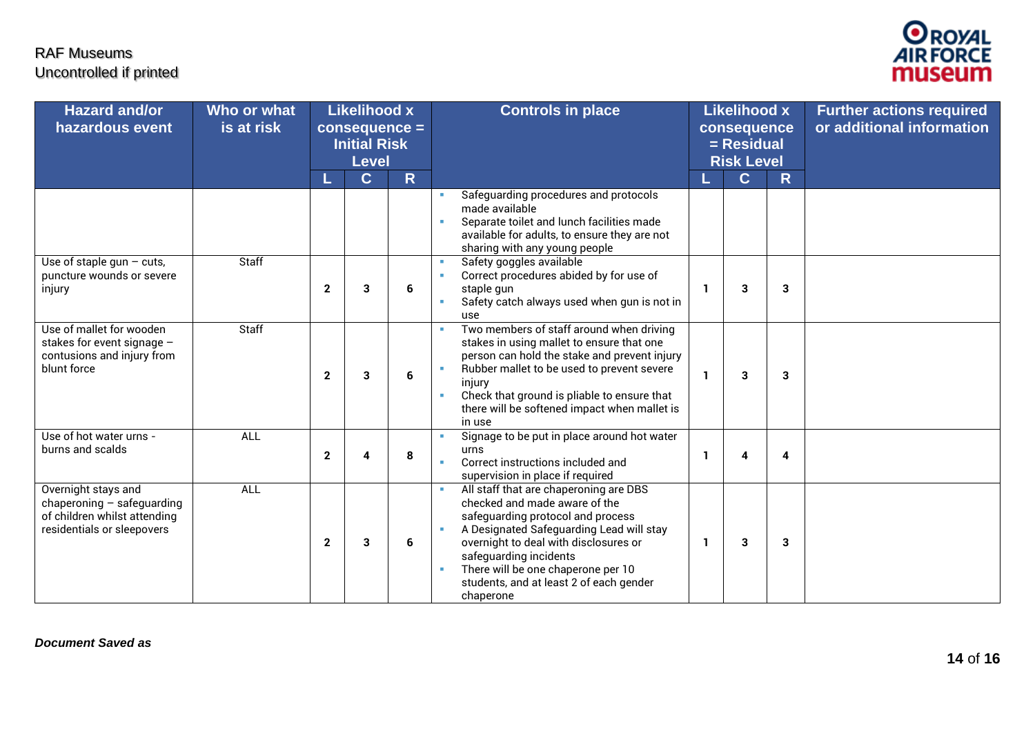| Hazard and/or hazardous event | Who or what is at risk | Likelihood x consequence = Initial Risk Level | | | Controls in place | Likelihood x consequence = Residual Risk Level | | | Further actions required or additional information |
|---|---|---|---|---|---|---|---|---|---|
| | | L | C | R | | L | C | R | |
| | | | | | • Safeguarding procedures and protocols made available<br>• Separate toilet and lunch facilities made available for adults, to ensure they are not sharing with any young people | | | | |
| Use of staple gun – cuts, puncture wounds or severe injury | Staff | 2 | 3 | 6 | • Safety goggles available<br>• Correct procedures abided by for use of staple gun<br>• Safety catch always used when gun is not in use | 1 | 3 | 3 | |
| Use of mallet for wooden stakes for event signage – contusions and injury from blunt force | Staff | 2 | 3 | 6 | • Two members of staff around when driving stakes in using mallet to ensure that one person can hold the stake and prevent injury<br>• Rubber mallet to be used to prevent severe injury<br>• Check that ground is pliable to ensure that there will be softened impact when mallet is in use | 1 | 3 | 3 | |
| Use of hot water urns - burns and scalds | ALL | 2 | 4 | 8 | • Signage to be put in place around hot water urns<br>• Correct instructions included and supervision in place if required | 1 | 4 | 4 | |
| Overnight stays and chaperoning – safeguarding of children whilst attending residentials or sleepovers | ALL | 2 | 3 | 6 | • All staff that are chaperoning are DBS checked and made aware of the safeguarding protocol and process<br>• A Designated Safeguarding Lead will stay overnight to deal with disclosures or safeguarding incidents<br>• There will be one chaperone per 10 students, and at least 2 of each gender chaperone | 1 | 3 | 3 | |

***Document Saved as***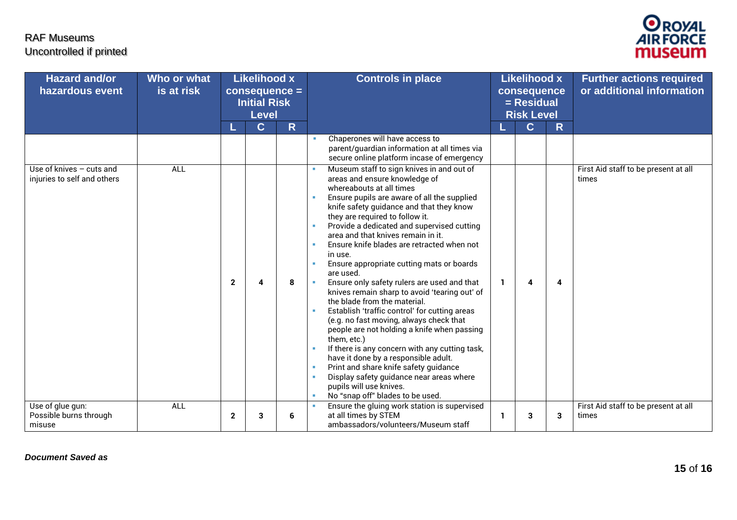| Hazard and/or hazardous event | Who or what is at risk | Likelihood x consequence = Initial Risk Level | | | Controls in place | Likelihood x consequence = Residual Risk Level | | | Further actions required or additional information |
|---|---|---|---|---|---|---|---|---|---|
| | | L | C | R | | L | C | R | |
| | | | | | • Chaperones will have access to parent/guardian information at all times via secure online platform incase of emergency | | | | |
| Use of knives – cuts and injuries to self and others | ALL | 2 | 4 | 8 | • Museum staff to sign knives in and out of areas and ensure knowledge of whereabouts at all times<br>• Ensure pupils are aware of all the supplied knife safety guidance and that they know they are required to follow it.<br>• Provide a dedicated and supervised cutting area and that knives remain in it.<br>• Ensure knife blades are retracted when not in use.<br>• Ensure appropriate cutting mats or boards are used.<br>• Ensure only safety rulers are used and that knives remain sharp to avoid 'tearing out' of the blade from the material.<br>• Establish 'traffic control' for cutting areas (e.g. no fast moving, always check that people are not holding a knife when passing them, etc.)<br>• If there is any concern with any cutting task, have it done by a responsible adult.<br>• Print and share knife safety guidance<br>• Display safety guidance near areas where pupils will use knives.<br>• No "snap off" blades to be used. | 1 | 4 | 4 | First Aid staff to be present at all times |
| Use of glue gun: Possible burns through misuse | ALL | 2 | 3 | 6 | • Ensure the gluing work station is supervised at all times by STEM ambassadors/volunteers/Museum staff | 1 | 3 | 3 | First Aid staff to be present at all times |

***Document Saved as***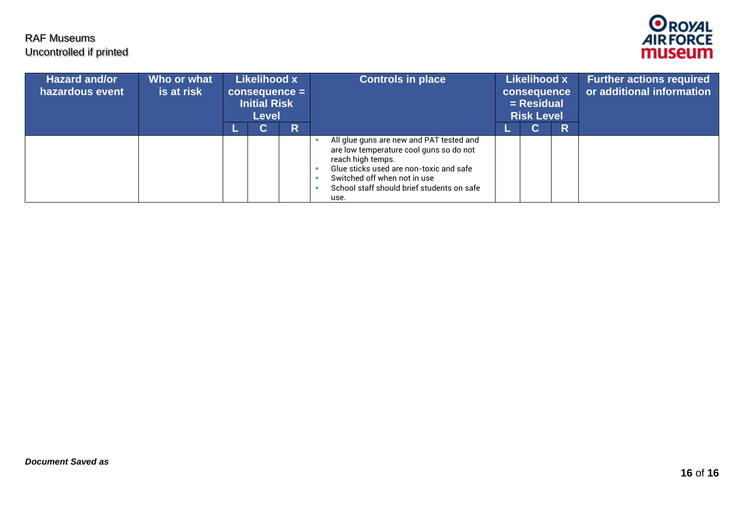| Hazard and/or hazardous event | Who or what is at risk | Likelihood x consequence = Initial Risk Level | | | Controls in place | Likelihood x consequence = Residual Risk Level | | | Further actions required or additional information |
|---|---|---|---|---|---|---|---|---|---|
| | | L | C | R | | L | C | R | |
| | | | | | • All glue guns are new and PAT tested and are low temperature cool guns so do not reach high temps.<br>• Glue sticks used are non-toxic and safe<br>• Switched off when not in use<br>• School staff should brief students on safe use. | | | | |

***Document Saved as***